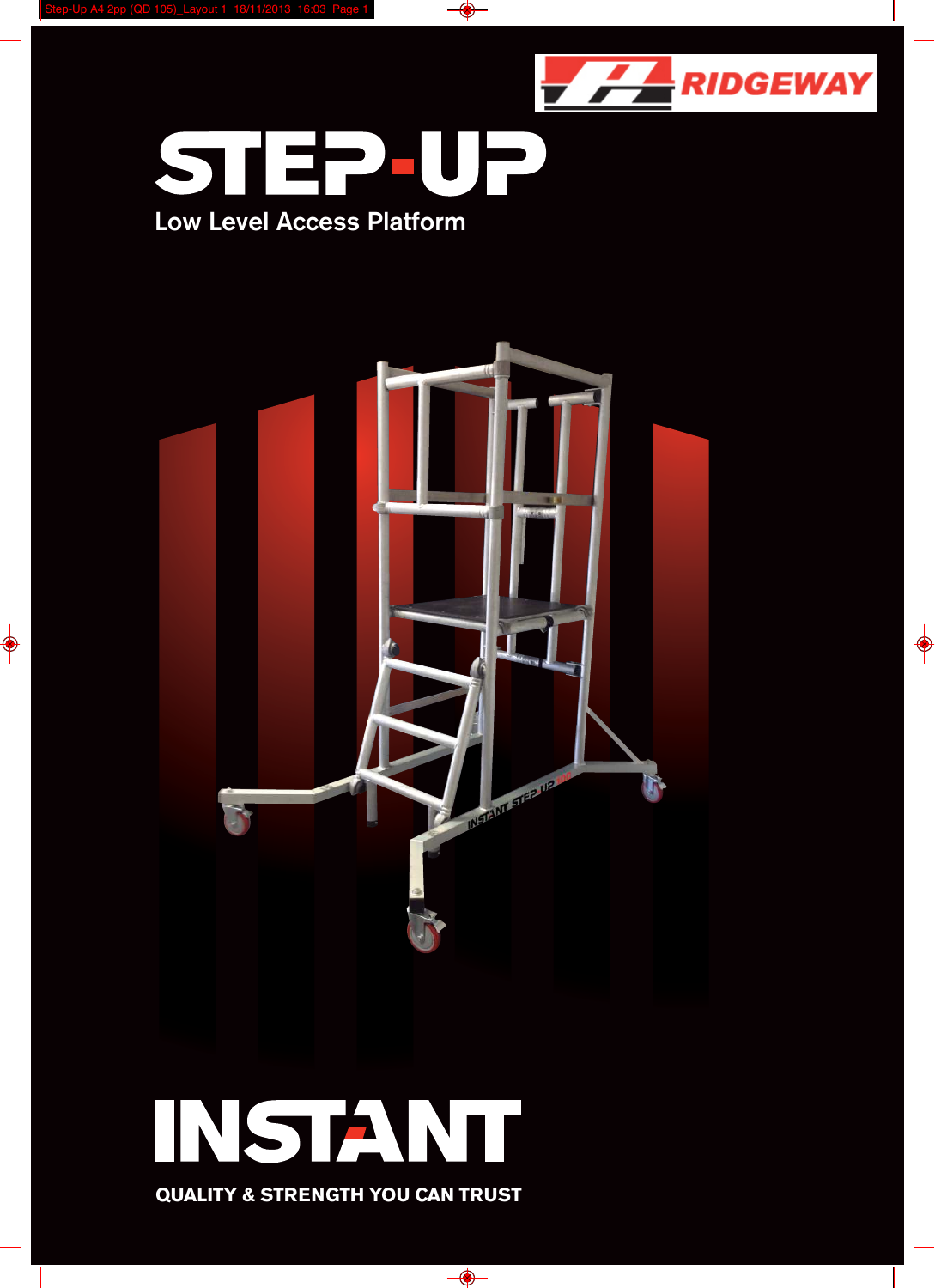RIDGEWAY

# STEP-UP

## Low Level Access Platform

# INSTANT

**QUALITY & STRENGTH YOU CAN TRUST**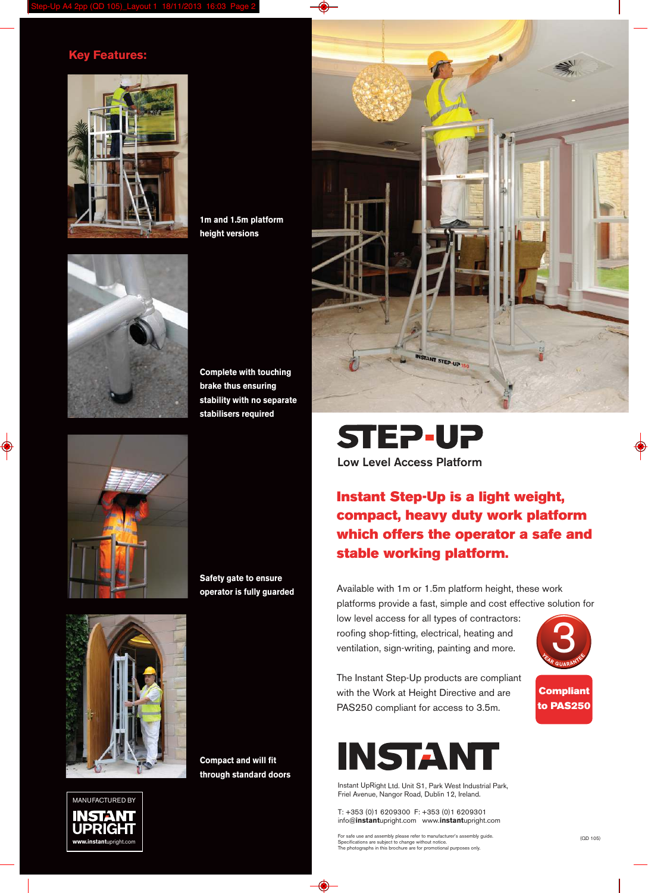## Key Features:

1m and 1.5m platform height versions

Complete with touching brake thus ensuring stability with no separate stabilisers required

Safety gate to ensure operator is fully guarded

Compact and will fit through standard doors

MANUFACTURED BY
INSTANT UPRIGHT
www.instantupright.com

# STEP-UP

Low Level Access Platform

## Instant Step-Up is a light weight, compact, heavy duty work platform which offers the operator a safe and stable working platform.

Available with 1m or 1.5m platform height, these work platforms provide a fast, simple and cost effective solution for low level access for all types of contractors: roofing shop-fitting, electrical, heating and ventilation, sign-writing, painting and more.

3 YEAR GUARANTEE

The Instant Step-Up products are compliant with the Work at Height Directive and are PAS250 compliant for access to 3.5m.

**Compliant to PAS250**

# INSTANT

Instant UpRight Ltd. Unit S1, Park West Industrial Park, Friel Avenue, Nangor Road, Dublin 12, Ireland.

T: +353 (0)1 6209300 F: +353 (0)1 6209301
info@instantupright.com www.instantupright.com

For safe use and assembly please refer to manufacturer's assembly guide.
Specifications are subject to change without notice.
The photographs in this brochure are for promotional purposes only.

(QD 105)